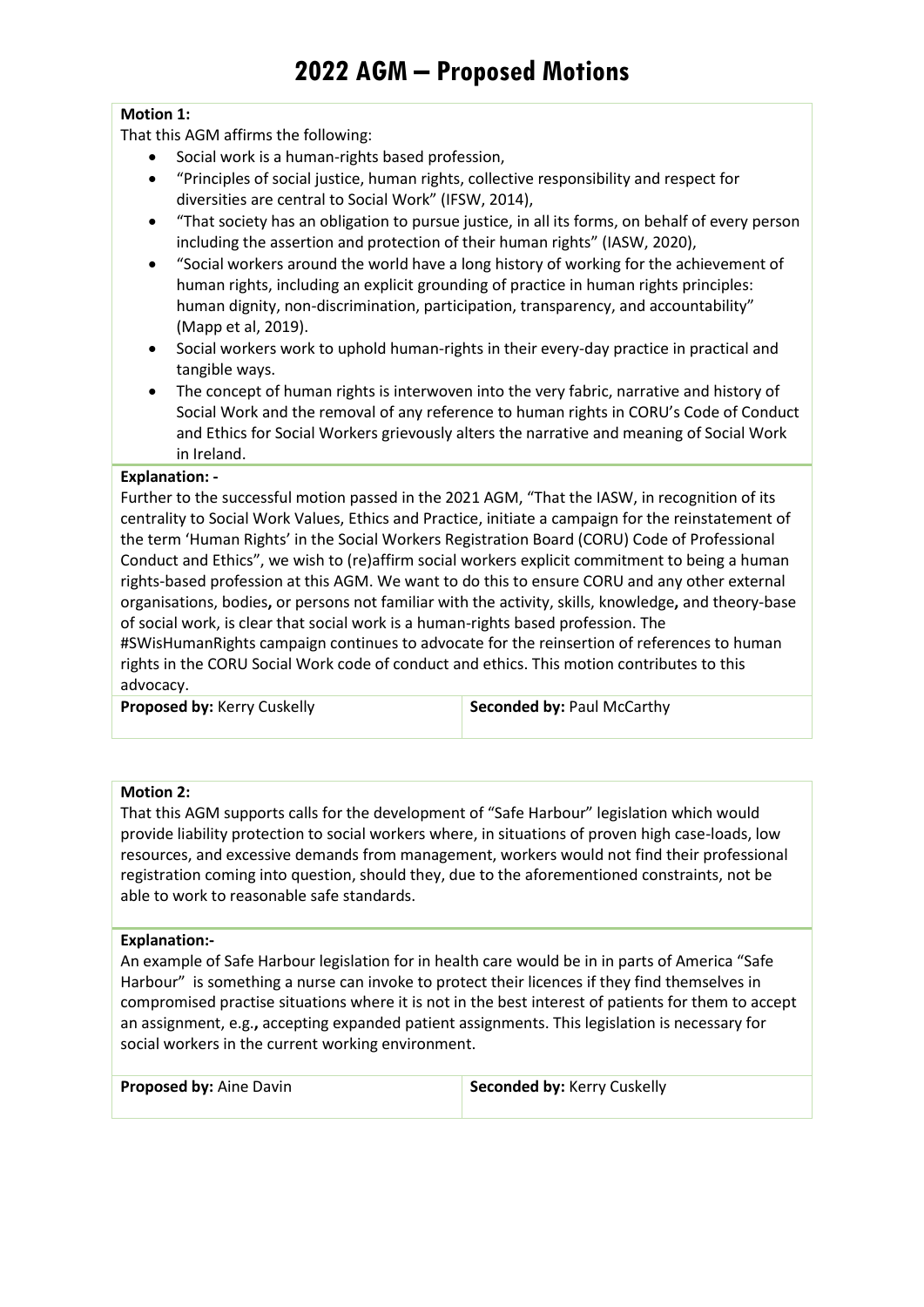# 2022 AGM – Proposed Motions

**Motion 1:**

That this AGM affirms the following:

- Social work is a human-rights based profession,
- "Principles of social justice, human rights, collective responsibility and respect for diversities are central to Social Work" (IFSW, 2014),
- "That society has an obligation to pursue justice, in all its forms, on behalf of every person including the assertion and protection of their human rights" (IASW, 2020),
- "Social workers around the world have a long history of working for the achievement of human rights, including an explicit grounding of practice in human rights principles: human dignity, non-discrimination, participation, transparency, and accountability" (Mapp et al, 2019).
- Social workers work to uphold human-rights in their every-day practice in practical and tangible ways.
- The concept of human rights is interwoven into the very fabric, narrative and history of Social Work and the removal of any reference to human rights in CORU's Code of Conduct and Ethics for Social Workers grievously alters the narrative and meaning of Social Work in Ireland.

**Explanation: -**

Further to the successful motion passed in the 2021 AGM, "That the IASW, in recognition of its centrality to Social Work Values, Ethics and Practice, initiate a campaign for the reinstatement of the term 'Human Rights' in the Social Workers Registration Board (CORU) Code of Professional Conduct and Ethics", we wish to (re)affirm social workers explicit commitment to being a human rights-based profession at this AGM. We want to do this to ensure CORU and any other external organisations, bodies**,** or persons not familiar with the activity, skills, knowledge**,** and theory-base of social work, is clear that social work is a human-rights based profession. The #SWisHumanRights campaign continues to advocate for the reinsertion of references to human rights in the CORU Social Work code of conduct and ethics. This motion contributes to this advocacy.

| **Proposed by:** Kerry Cuskelly | **Seconded by:** Paul McCarthy |
| --- | --- |

**Motion 2:**

That this AGM supports calls for the development of "Safe Harbour" legislation which would provide liability protection to social workers where, in situations of proven high case-loads, low resources, and excessive demands from management, workers would not find their professional registration coming into question, should they, due to the aforementioned constraints, not be able to work to reasonable safe standards.

**Explanation:-**

An example of Safe Harbour legislation for in health care would be in in parts of America "Safe Harbour" is something a nurse can invoke to protect their licences if they find themselves in compromised practise situations where it is not in the best interest of patients for them to accept an assignment, e.g.**,** accepting expanded patient assignments. This legislation is necessary for social workers in the current working environment.

| **Proposed by:** Aine Davin | **Seconded by:** Kerry Cuskelly |
| --- | --- |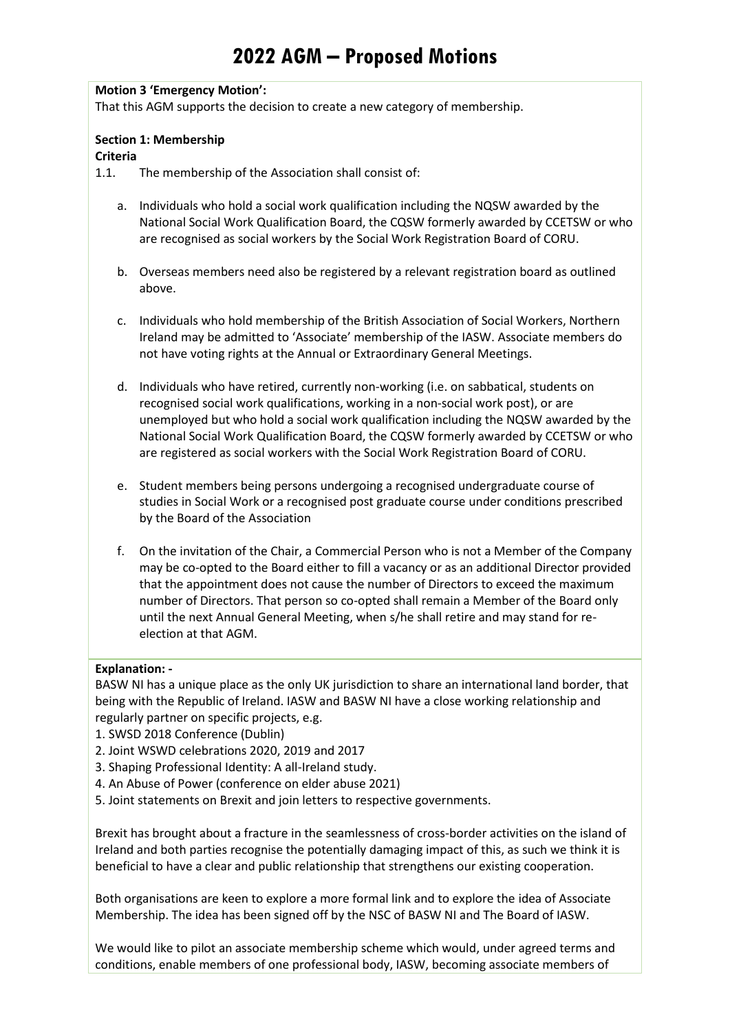# 2022 AGM – Proposed Motions

**Motion 3 'Emergency Motion':**
That this AGM supports the decision to create a new category of membership.

**Section 1: Membership**
**Criteria**
1.1. The membership of the Association shall consist of:

a. Individuals who hold a social work qualification including the NQSW awarded by the National Social Work Qualification Board, the CQSW formerly awarded by CCETSW or who are recognised as social workers by the Social Work Registration Board of CORU.

b. Overseas members need also be registered by a relevant registration board as outlined above.

c. Individuals who hold membership of the British Association of Social Workers, Northern Ireland may be admitted to 'Associate' membership of the IASW. Associate members do not have voting rights at the Annual or Extraordinary General Meetings.

d. Individuals who have retired, currently non-working (i.e. on sabbatical, students on recognised social work qualifications, working in a non-social work post), or are unemployed but who hold a social work qualification including the NQSW awarded by the National Social Work Qualification Board, the CQSW formerly awarded by CCETSW or who are registered as social workers with the Social Work Registration Board of CORU.

e. Student members being persons undergoing a recognised undergraduate course of studies in Social Work or a recognised post graduate course under conditions prescribed by the Board of the Association

f. On the invitation of the Chair, a Commercial Person who is not a Member of the Company may be co-opted to the Board either to fill a vacancy or as an additional Director provided that the appointment does not cause the number of Directors to exceed the maximum number of Directors. That person so co-opted shall remain a Member of the Board only until the next Annual General Meeting, when s/he shall retire and may stand for re-election at that AGM.

**Explanation: -**
BASW NI has a unique place as the only UK jurisdiction to share an international land border, that being with the Republic of Ireland. IASW and BASW NI have a close working relationship and regularly partner on specific projects, e.g.
1. SWSD 2018 Conference (Dublin)
2. Joint WSWD celebrations 2020, 2019 and 2017
3. Shaping Professional Identity: A all-Ireland study.
4. An Abuse of Power (conference on elder abuse 2021)
5. Joint statements on Brexit and join letters to respective governments.

Brexit has brought about a fracture in the seamlessness of cross-border activities on the island of Ireland and both parties recognise the potentially damaging impact of this, as such we think it is beneficial to have a clear and public relationship that strengthens our existing cooperation.

Both organisations are keen to explore a more formal link and to explore the idea of Associate Membership. The idea has been signed off by the NSC of BASW NI and The Board of IASW.

We would like to pilot an associate membership scheme which would, under agreed terms and conditions, enable members of one professional body, IASW, becoming associate members of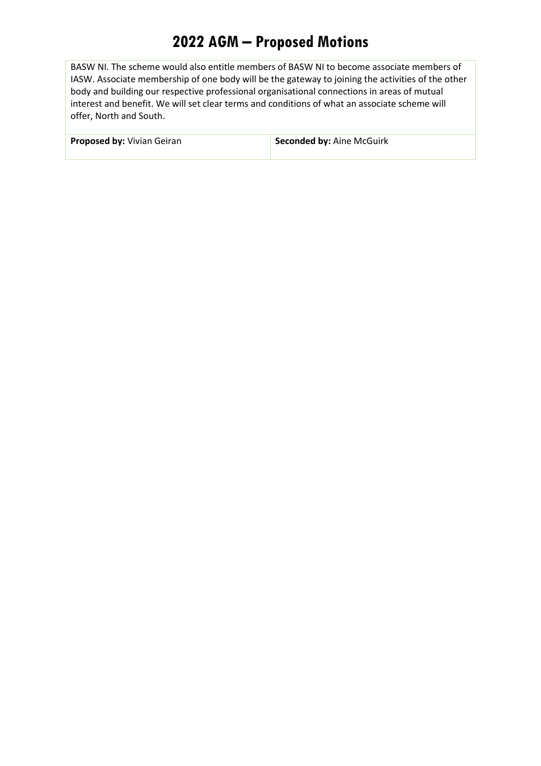# 2022 AGM – Proposed Motions

BASW NI. The scheme would also entitle members of BASW NI to become associate members of IASW. Associate membership of one body will be the gateway to joining the activities of the other body and building our respective professional organisational connections in areas of mutual interest and benefit. We will set clear terms and conditions of what an associate scheme will offer, North and South.

| | |
|---|---|
| **Proposed by:** Vivian Geiran | **Seconded by:** Aine McGuirk |